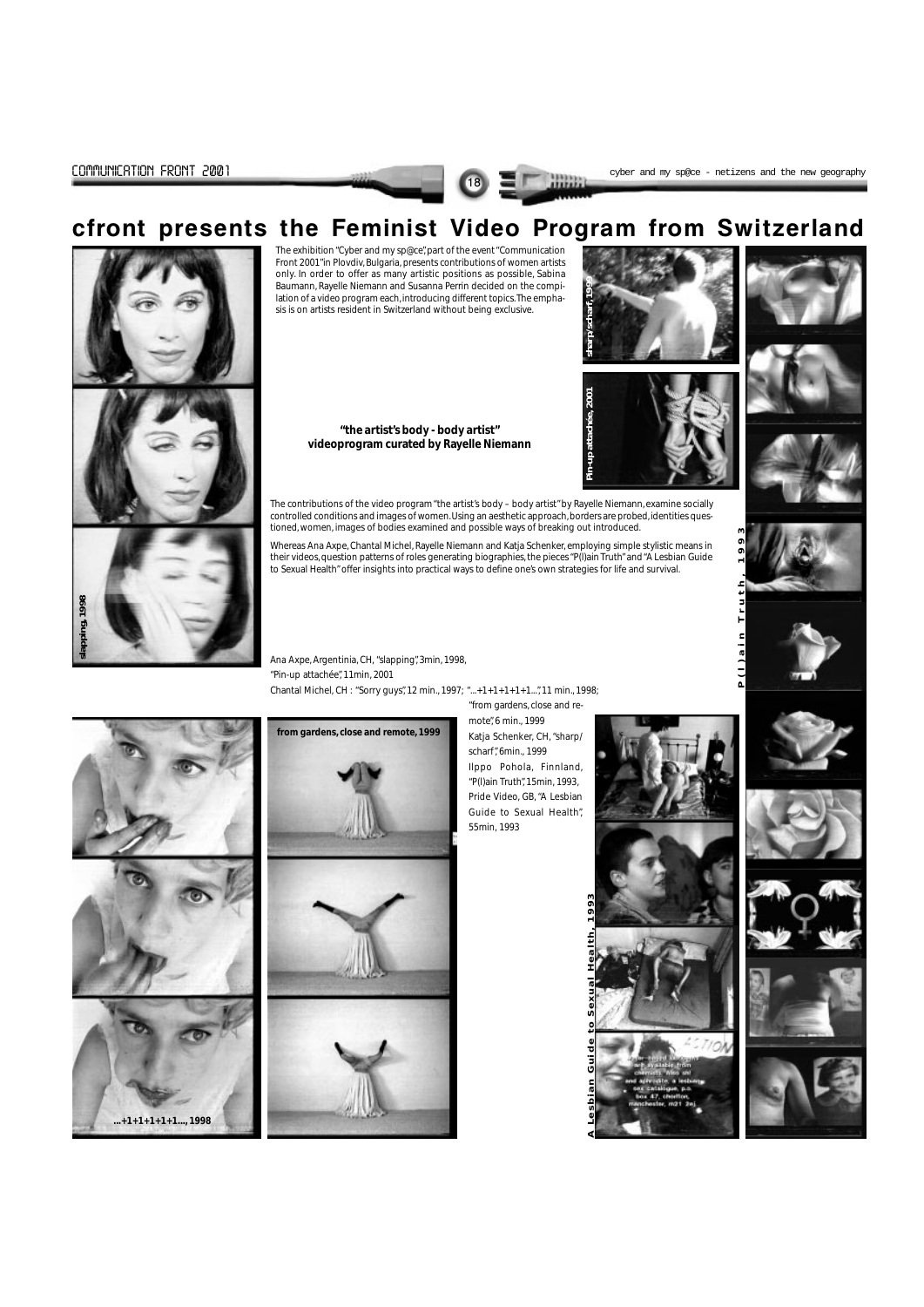# cfront presents the Feminist Video Program from Switzerland

The exhibition "Cyber and my sp@ce", part of the event "Communication Front 2001" in Plovdiv, Bulgaria, presents contributions of women artists only. In order to offer as many artistic positions as possible, Sabina Baumann, Rayelle Niemann and Susanna Perrin decided on the compilation of a video program each, introducing different topics. The emphasis is on artists resident in Switzerland without being exclusive.

**"the artist's body - body artist"**
**videoprogram curated by Rayelle Niemann**

The contributions of the video program "the artist's body – body artist" by Rayelle Niemann, examine socially controlled conditions and images of women. Using an aesthetic approach, borders are probed, identities questioned, women, images of bodies examined and possible ways of breaking out introduced.

Whereas Ana Axpe, Chantal Michel, Rayelle Niemann and Katja Schenker, employing simple stylistic means in their videos, question patterns of roles generating biographies, the pieces "P(l)ain Truth" and "A Lesbian Guide to Sexual Health" offer insights into practical ways to define one's own strategies for life and survival.

Ana Axpe, Argentinia, CH, "slapping", 3min, 1998,
"Pin-up attachée", 11min, 2001
Chantal Michel, CH : "Sorry guys", 12 min., 1997; "...+1+1+1+1+1...", 11 min., 1998;
"from gardens, close and remote", 6 min., 1999
Katja Schenker, CH, "sharp/scharf", 6min., 1999
Ilppo Pohola, Finnland, "P(l)ain Truth", 15min, 1993,
Pride Video, GB, "A Lesbian Guide to Sexual Health", 55min, 1993

slapping, 1998

sharp/scharf, 1999

Pin-up attachée, 2001

P(l)ain Truth, 1993

...+1+1+1+1+1..., 1998

from gardens, close and remote, 1999

A Lesbian Guide to Sexual Health, 1993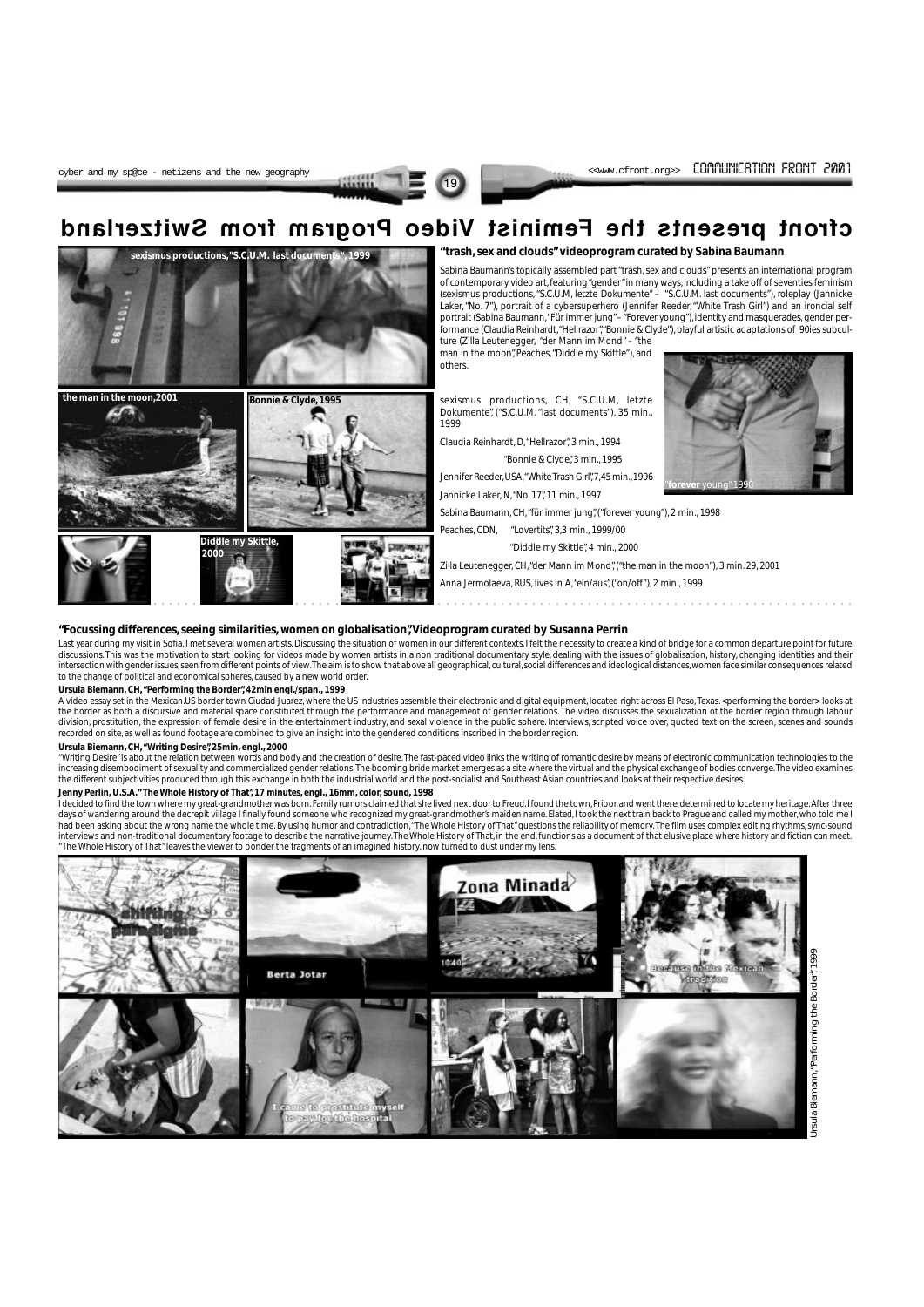# cfront presents the Feminist Video Program from Switzerland

sexismus productions, "S.C.U.M. last documents", 1999

the man in the moon, 2001

Bonnie & Clyde, 1995

Diddle my Skittle, 2000

## "trash, sex and clouds" videoprogram curated by Sabina Baumann

Sabina Baumann's topically assembled part "trash, sex and clouds" presents an international program of contemporary video art, featuring "gender" in many ways, including a take off of seventies feminism (sexismus productions, "S.C.U.M, letzte Dokumente" – "S.C.U.M. last documents"), roleplay (Jannicke Laker, "No. 7"), portrait of a cybersuperhero (Jennifer Reeder, "White Trash Girl") and an ironcial self portrait (Sabina Baumann, "Für immer jung" – "Forever young"), identity and masquerades, gender performance (Claudia Reinhardt, "Hellrazor", "Bonnie & Clyde"), playful artistic adaptations of 90ies subculture (Zilla Leutenegger, "der Mann im Mond" – "the man in the moon", Peaches, "Diddle my Skittle"), and others.

"forever young" 1998

sexismus productions, CH, "S.C.U.M, letzte Dokumente", ("S.C.U.M. "last documents"), 35 min., 1999

Claudia Reinhardt, D, "Hellrazor", 3 min., 1994

"Bonnie & Clyde", 3 min., 1995

Jennifer Reeder, USA, "White Trash Girl", 7,45 min., 1996

Jannicke Laker, N, "No. 17", 11 min., 1997

Sabina Baumann, CH, "für immer jung", ("forever young"), 2 min., 1998

Peaches, CDN, "Lovertits", 3,3 min., 1999/00

"Diddle my Skittle", 4 min., 2000

Zilla Leutenegger, CH, "der Mann im Mond", ("the man in the moon"), 3 min. 29, 2001

Anna Jermolaeva, RUS, lives in A, "ein/aus", ("on/off"), 2 min., 1999

## "Focussing differences, seeing similarities, women on globalisation", Videoprogram curated by Susanna Perrin

Last year during my visit in Sofia, I met several women artists. Discussing the situation of women in our different contexts, I felt the necessity to create a kind of bridge for a common departure point for future discussions. This was the motivation to start looking for videos made by women artists in a non traditional documentary style, dealing with the issues of globalisation, history, changing identities and their intersection with gender issues, seen from different points of view. The aim is to show that above all geographical, cultural, social differences and ideological distances, women face similar consequences related to the change of political and economical spheres, caused by a new world order.

**Ursula Biemann, CH, "Performing the Border", 42min engl./span., 1999**

A video essay set in the Mexican.US border town Ciudad Juarez, where the US industries assemble their electronic and digital equipment, located right across El Paso, Texas. <performing the border> looks at the border as both a discursive and material space constituted through the performance and management of gender relations. The video discusses the sexualization of the border region through labour division, prostitution, the expression of female desire in the entertainment industry, and sexal violence in the public sphere. Interviews, scripted voice over, quoted text on the screen, scenes and sounds recorded on site, as well as found footage are combined to give an insight into the gendered conditions inscribed in the border region.

**Ursula Biemann, CH, "Writing Desire", 25min, engl., 2000**

"Writing Desire" is about the relation between words and body and the creation of desire. The fast-paced video links the writing of romantic desire by means of electronic communication technologies to the increasing disembodiment of sexuality and commercialized gender relations. The booming bride market emerges as a site where the virtual and the physical exchange of bodies converge. The video examines the different subjectivities produced through this exchange in both the industrial world and the post-socialist and Southeast Asian countries and looks at their respective desires.

**Jenny Perlin, U.S.A. "The Whole History of That", 17 minutes, engl., 16mm, color, sound, 1998**

I decided to find the town where my great-grandmother was born. Family rumors claimed that she lived next door to Freud. I found the town, Pribor, and went there, determined to locate my heritage. After three days of wandering around the decrepit village I finally found someone who recognized my great-grandmother's maiden name. Elated, I took the next train back to Prague and called my mother, who told me I had been asking about the wrong name the whole time. By using humor and contradiction, "The Whole History of That" questions the reliability of memory. The film uses complex editing rhythms, sync-sound interviews and non-traditional documentary footage to describe the narrative journey. The Whole History of That, in the end, functions as a document of that elusive place where history and fiction can meet. "The Whole History of That" leaves the viewer to ponder the fragments of an imagined history, now turned to dust under my lens.

Ursula Biemann, "Performing the Border", 1999